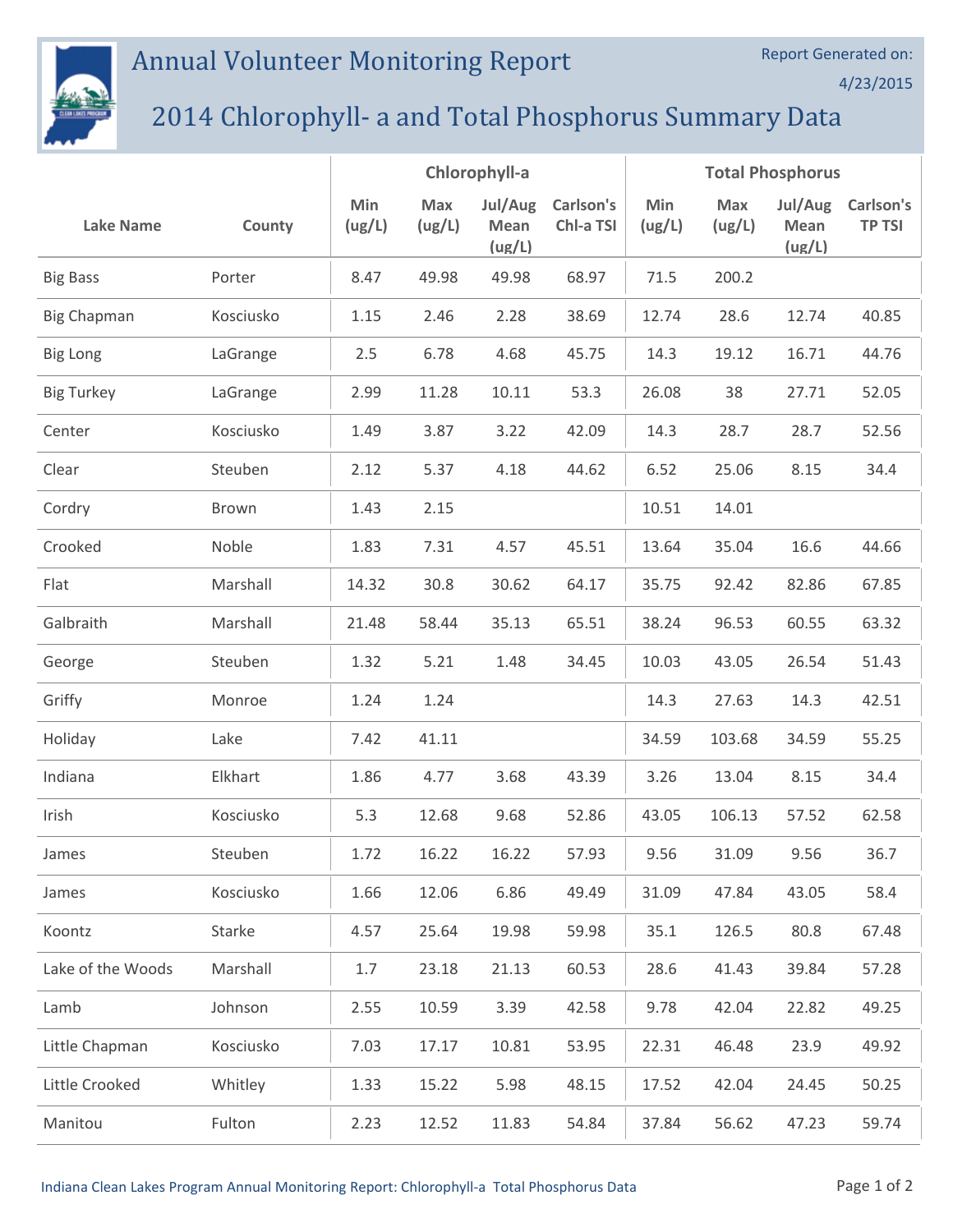# Annual Volunteer Monitoring Report

Report Generated on: 4/23/2015

## 2014 Chlorophyll- a and Total Phosphorus Summary Data

| Lake Name | County | Chlorophyll-a | | | | Total Phosphorus | | | |
|---|---|---|---|---|---|---|---|---|---|
| | | Min (ug/L) | Max (ug/L) | Jul/Aug Mean (ug/L) | Carlson's Chl-a TSI | Min (ug/L) | Max (ug/L) | Jul/Aug Mean (ug/L) | Carlson's TP TSI |
| Big Bass | Porter | 8.47 | 49.98 | 49.98 | 68.97 | 71.5 | 200.2 | | |
| Big Chapman | Kosciusko | 1.15 | 2.46 | 2.28 | 38.69 | 12.74 | 28.6 | 12.74 | 40.85 |
| Big Long | LaGrange | 2.5 | 6.78 | 4.68 | 45.75 | 14.3 | 19.12 | 16.71 | 44.76 |
| Big Turkey | LaGrange | 2.99 | 11.28 | 10.11 | 53.3 | 26.08 | 38 | 27.71 | 52.05 |
| Center | Kosciusko | 1.49 | 3.87 | 3.22 | 42.09 | 14.3 | 28.7 | 28.7 | 52.56 |
| Clear | Steuben | 2.12 | 5.37 | 4.18 | 44.62 | 6.52 | 25.06 | 8.15 | 34.4 |
| Cordry | Brown | 1.43 | 2.15 | | | 10.51 | 14.01 | | |
| Crooked | Noble | 1.83 | 7.31 | 4.57 | 45.51 | 13.64 | 35.04 | 16.6 | 44.66 |
| Flat | Marshall | 14.32 | 30.8 | 30.62 | 64.17 | 35.75 | 92.42 | 82.86 | 67.85 |
| Galbraith | Marshall | 21.48 | 58.44 | 35.13 | 65.51 | 38.24 | 96.53 | 60.55 | 63.32 |
| George | Steuben | 1.32 | 5.21 | 1.48 | 34.45 | 10.03 | 43.05 | 26.54 | 51.43 |
| Griffy | Monroe | 1.24 | 1.24 | | | 14.3 | 27.63 | 14.3 | 42.51 |
| Holiday | Lake | 7.42 | 41.11 | | | 34.59 | 103.68 | 34.59 | 55.25 |
| Indiana | Elkhart | 1.86 | 4.77 | 3.68 | 43.39 | 3.26 | 13.04 | 8.15 | 34.4 |
| Irish | Kosciusko | 5.3 | 12.68 | 9.68 | 52.86 | 43.05 | 106.13 | 57.52 | 62.58 |
| James | Steuben | 1.72 | 16.22 | 16.22 | 57.93 | 9.56 | 31.09 | 9.56 | 36.7 |
| James | Kosciusko | 1.66 | 12.06 | 6.86 | 49.49 | 31.09 | 47.84 | 43.05 | 58.4 |
| Koontz | Starke | 4.57 | 25.64 | 19.98 | 59.98 | 35.1 | 126.5 | 80.8 | 67.48 |
| Lake of the Woods | Marshall | 1.7 | 23.18 | 21.13 | 60.53 | 28.6 | 41.43 | 39.84 | 57.28 |
| Lamb | Johnson | 2.55 | 10.59 | 3.39 | 42.58 | 9.78 | 42.04 | 22.82 | 49.25 |
| Little Chapman | Kosciusko | 7.03 | 17.17 | 10.81 | 53.95 | 22.31 | 46.48 | 23.9 | 49.92 |
| Little Crooked | Whitley | 1.33 | 15.22 | 5.98 | 48.15 | 17.52 | 42.04 | 24.45 | 50.25 |
| Manitou | Fulton | 2.23 | 12.52 | 11.83 | 54.84 | 37.84 | 56.62 | 47.23 | 59.74 |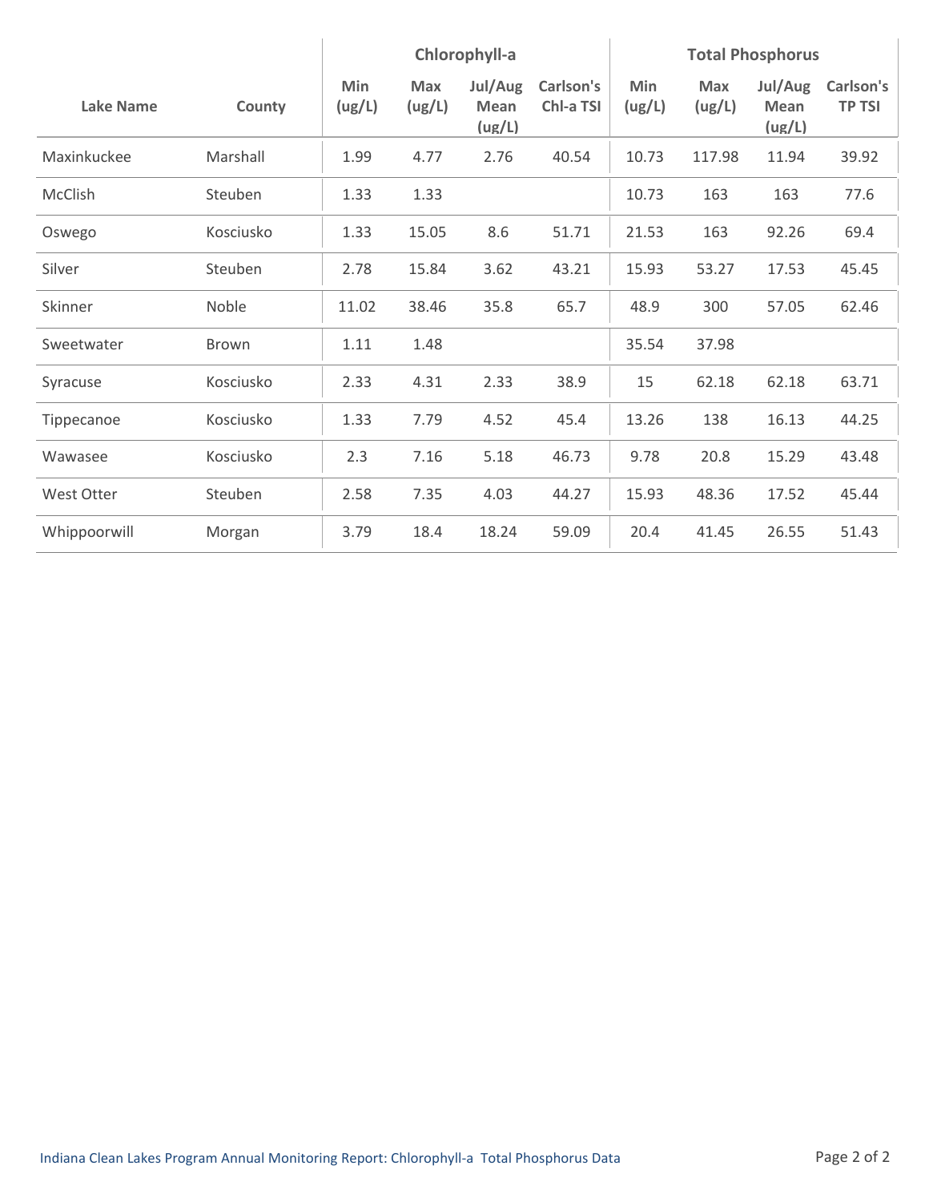| Lake Name | County | Chlorophyll-a | | | | Total Phosphorus | | | |
|---|---|---|---|---|---|---|---|---|---|
| | | Min (ug/L) | Max (ug/L) | Jul/Aug Mean (ug/L) | Carlson's Chl-a TSI | Min (ug/L) | Max (ug/L) | Jul/Aug Mean (ug/L) | Carlson's TP TSI |
| Maxinkuckee | Marshall | 1.99 | 4.77 | 2.76 | 40.54 | 10.73 | 117.98 | 11.94 | 39.92 |
| McClish | Steuben | 1.33 | 1.33 | | | 10.73 | 163 | 163 | 77.6 |
| Oswego | Kosciusko | 1.33 | 15.05 | 8.6 | 51.71 | 21.53 | 163 | 92.26 | 69.4 |
| Silver | Steuben | 2.78 | 15.84 | 3.62 | 43.21 | 15.93 | 53.27 | 17.53 | 45.45 |
| Skinner | Noble | 11.02 | 38.46 | 35.8 | 65.7 | 48.9 | 300 | 57.05 | 62.46 |
| Sweetwater | Brown | 1.11 | 1.48 | | | 35.54 | 37.98 | | |
| Syracuse | Kosciusko | 2.33 | 4.31 | 2.33 | 38.9 | 15 | 62.18 | 62.18 | 63.71 |
| Tippecanoe | Kosciusko | 1.33 | 7.79 | 4.52 | 45.4 | 13.26 | 138 | 16.13 | 44.25 |
| Wawasee | Kosciusko | 2.3 | 7.16 | 5.18 | 46.73 | 9.78 | 20.8 | 15.29 | 43.48 |
| West Otter | Steuben | 2.58 | 7.35 | 4.03 | 44.27 | 15.93 | 48.36 | 17.52 | 45.44 |
| Whippoorwill | Morgan | 3.79 | 18.4 | 18.24 | 59.09 | 20.4 | 41.45 | 26.55 | 51.43 |